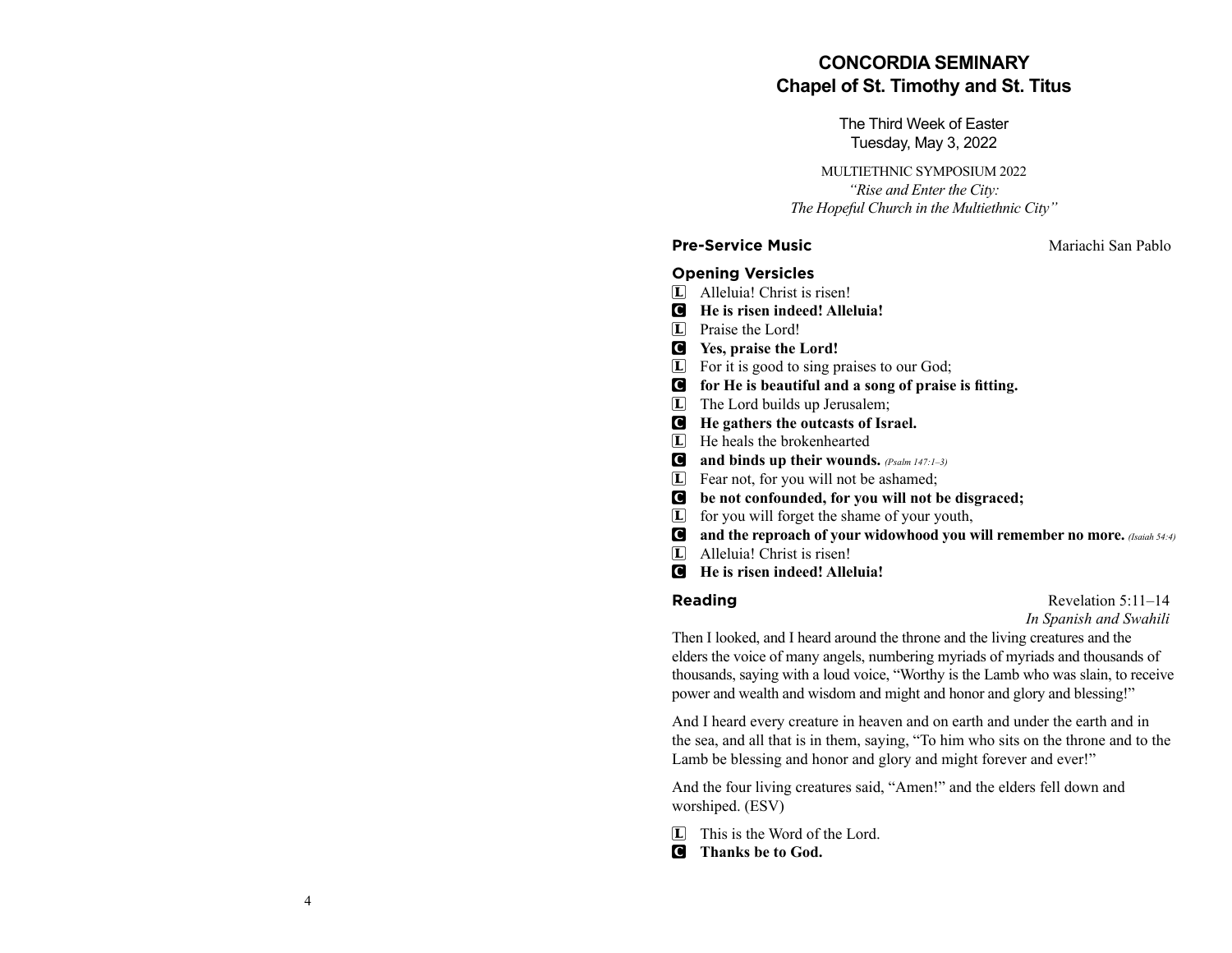# CONCORDIA SEMINARY
## Chapel of St. Timothy and St. Titus

The Third Week of Easter
Tuesday, May 3, 2022

MULTIETHNIC SYMPOSIUM 2022
*"Rise and Enter the City:*
*The Hopeful Church in the Multiethnic City"*

**Pre-Service Music** Mariachi San Pablo

**Opening Versicles**

L Alleluia! Christ is risen!
**C He is risen indeed! Alleluia!**
L Praise the Lord!
**C Yes, praise the Lord!**
L For it is good to sing praises to our God;
**C for He is beautiful and a song of praise is fitting.**
L The Lord builds up Jerusalem;
**C He gathers the outcasts of Israel.**
L He heals the brokenhearted
**C and binds up their wounds.** *(Psalm 147:1–3)*
L Fear not, for you will not be ashamed;
**C be not confounded, for you will not be disgraced;**
L for you will forget the shame of your youth,
**C and the reproach of your widowhood you will remember no more.** *(Isaiah 54:4)*
L Alleluia! Christ is risen!
**C He is risen indeed! Alleluia!**

**Reading** Revelation 5:11–14
*In Spanish and Swahili*

Then I looked, and I heard around the throne and the living creatures and the elders the voice of many angels, numbering myriads of myriads and thousands of thousands, saying with a loud voice, "Worthy is the Lamb who was slain, to receive power and wealth and wisdom and might and honor and glory and blessing!"

And I heard every creature in heaven and on earth and under the earth and in the sea, and all that is in them, saying, "To him who sits on the throne and to the Lamb be blessing and honor and glory and might forever and ever!"

And the four living creatures said, "Amen!" and the elders fell down and worshiped. (ESV)

L This is the Word of the Lord.
**C Thanks be to God.**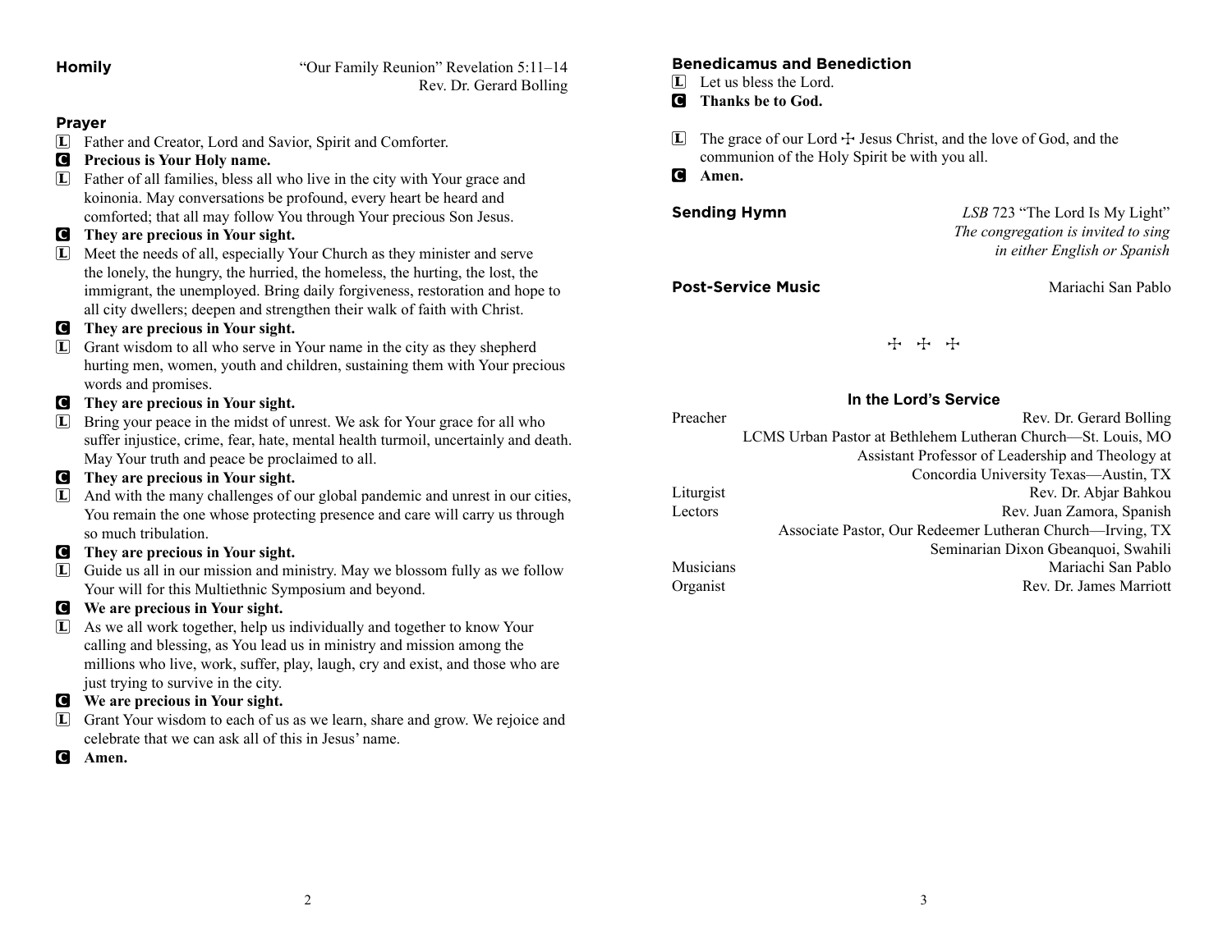## Homily

“Our Family Reunion” Revelation 5:11–14
Rev. Dr. Gerard Bolling

## Prayer

L Father and Creator, Lord and Savior, Spirit and Comforter.

C **Precious is Your Holy name.**

L Father of all families, bless all who live in the city with Your grace and koinonia. May conversations be profound, every heart be heard and comforted; that all may follow You through Your precious Son Jesus.

C **They are precious in Your sight.**

L Meet the needs of all, especially Your Church as they minister and serve the lonely, the hungry, the hurried, the homeless, the hurting, the lost, the immigrant, the unemployed. Bring daily forgiveness, restoration and hope to all city dwellers; deepen and strengthen their walk of faith with Christ.

C **They are precious in Your sight.**

L Grant wisdom to all who serve in Your name in the city as they shepherd hurting men, women, youth and children, sustaining them with Your precious words and promises.

C **They are precious in Your sight.**

L Bring your peace in the midst of unrest. We ask for Your grace for all who suffer injustice, crime, fear, hate, mental health turmoil, uncertainly and death. May Your truth and peace be proclaimed to all.

C **They are precious in Your sight.**

L And with the many challenges of our global pandemic and unrest in our cities, You remain the one whose protecting presence and care will carry us through so much tribulation.

C **They are precious in Your sight.**

L Guide us all in our mission and ministry. May we blossom fully as we follow Your will for this Multiethnic Symposium and beyond.

C **We are precious in Your sight.**

L As we all work together, help us individually and together to know Your calling and blessing, as You lead us in ministry and mission among the millions who live, work, suffer, play, laugh, cry and exist, and those who are just trying to survive in the city.

C **We are precious in Your sight.**

L Grant Your wisdom to each of us as we learn, share and grow. We rejoice and celebrate that we can ask all of this in Jesus’ name.

C **Amen.**

## Benedicamus and Benediction

L Let us bless the Lord.

C **Thanks be to God.**

L The grace of our Lord ☩ Jesus Christ, and the love of God, and the communion of the Holy Spirit be with you all.

C **Amen.**

## Sending Hymn

*LSB* 723 “The Lord Is My Light”
*The congregation is invited to sing in either English or Spanish*

## Post-Service Music

Mariachi San Pablo

☩ ☩ ☩

### In the Lord’s Service

| | |
|---|---|
| Preacher | Rev. Dr. Gerard Bolling<br>LCMS Urban Pastor at Bethlehem Lutheran Church—St. Louis, MO<br>Assistant Professor of Leadership and Theology at Concordia University Texas—Austin, TX |
| Liturgist | Rev. Dr. Abjar Bahkou |
| Lectors | Rev. Juan Zamora, Spanish<br>Associate Pastor, Our Redeemer Lutheran Church—Irving, TX<br>Seminarian Dixon Gbeanquoi, Swahili |
| Musicians | Mariachi San Pablo |
| Organist | Rev. Dr. James Marriott |